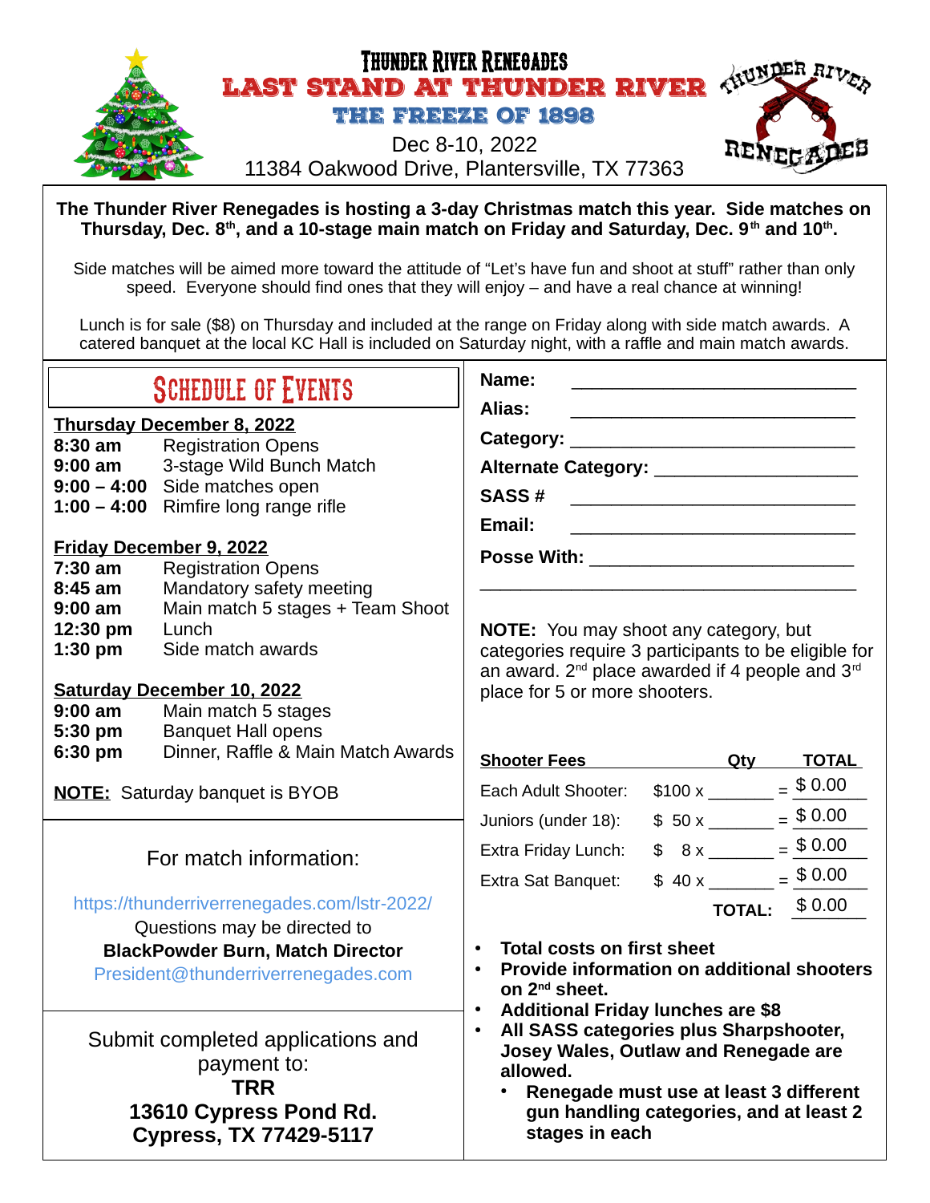# Thunder River Renegades

# LAST STAND AT THUNDER RIVER

## THE FREEZE OF 1898

Dec 8-10, 2022
11384 Oakwood Drive, Plantersville, TX 77363

**The Thunder River Renegades is hosting a 3-day Christmas match this year. Side matches on Thursday, Dec. 8th, and a 10-stage main match on Friday and Saturday, Dec. 9th and 10th.**

Side matches will be aimed more toward the attitude of "Let's have fun and shoot at stuff" rather than only speed. Everyone should find ones that they will enjoy – and have a real chance at winning!

Lunch is for sale ($8) on Thursday and included at the range on Friday along with side match awards. A catered banquet at the local KC Hall is included on Saturday night, with a raffle and main match awards.

## SCHEDULE OF EVENTS

**Thursday December 8, 2022**

| | |
|---|---|
| **8:30 am** | Registration Opens |
| **9:00 am** | 3-stage Wild Bunch Match |
| **9:00 – 4:00** | Side matches open |
| **1:00 – 4:00** | Rimfire long range rifle |

**Friday December 9, 2022**

| | |
|---|---|
| **7:30 am** | Registration Opens |
| **8:45 am** | Mandatory safety meeting |
| **9:00 am** | Main match 5 stages + Team Shoot |
| **12:30 pm** | Lunch |
| **1:30 pm** | Side match awards |

**Saturday December 10, 2022**

| | |
|---|---|
| **9:00 am** | Main match 5 stages |
| **5:30 pm** | Banquet Hall opens |
| **6:30 pm** | Dinner, Raffle & Main Match Awards |

**NOTE:** Saturday banquet is BYOB

For match information:

https://thunderriverrenegades.com/lstr-2022/

Questions may be directed to
**BlackPowder Burn, Match Director**
President@thunderriverrenegades.com

Submit completed applications and payment to:
**TRR**
**13610 Cypress Pond Rd.**
**Cypress, TX 77429-5117**

**Name:** ____________________________

**Alias:** ____________________________

**Category:** ____________________________

**Alternate Category:** ____________________

**SASS #** ____________________________

**Email:** ____________________________

**Posse With:** __________________________

______________________________________

**NOTE:** You may shoot any category, but categories require 3 participants to be eligible for an award. 2nd place awarded if 4 people and 3rd place for 5 or more shooters.

| Shooter Fees | | Qty | TOTAL |
|---|---|---|---|
| Each Adult Shooter: | $100 x | _______ = | $ 0.00 |
| Juniors (under 18): | $ 50 x | _______ = | $ 0.00 |
| Extra Friday Lunch: | $ 8 x | _______ = | $ 0.00 |
| Extra Sat Banquet: | $ 40 x | _______ = | $ 0.00 |
| | | **TOTAL:** | $ 0.00 |

- **Total costs on first sheet**
- **Provide information on additional shooters on 2nd sheet.**
- **Additional Friday lunches are $8**
- **All SASS categories plus Sharpshooter, Josey Wales, Outlaw and Renegade are allowed.**
  - **Renegade must use at least 3 different gun handling categories, and at least 2 stages in each**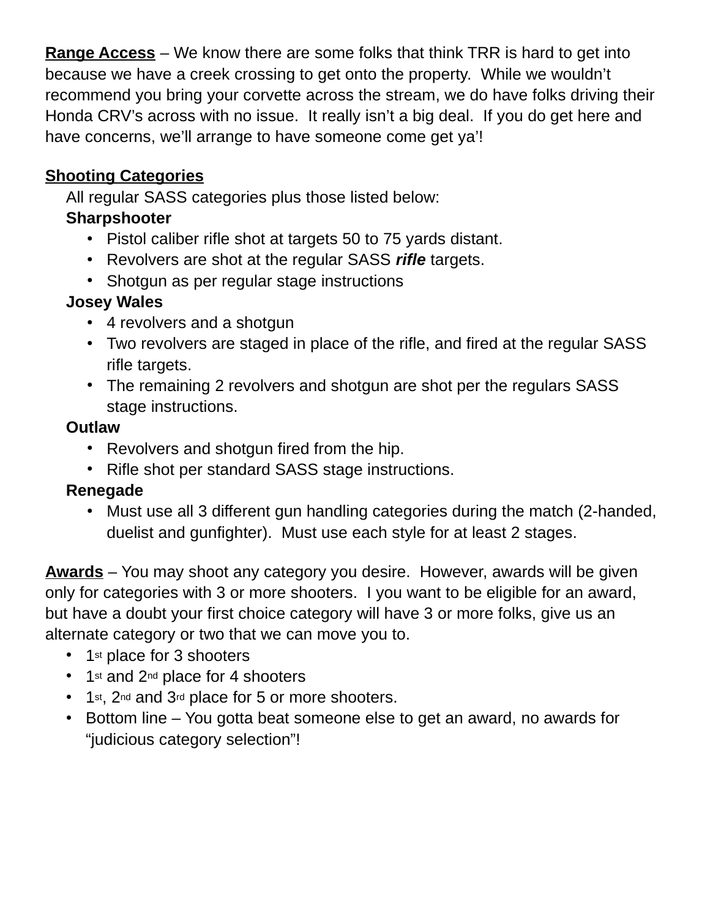**<u>Range Access</u>** – We know there are some folks that think TRR is hard to get into because we have a creek crossing to get onto the property. While we wouldn't recommend you bring your corvette across the stream, we do have folks driving their Honda CRV's across with no issue. It really isn't a big deal. If you do get here and have concerns, we'll arrange to have someone come get ya'!

**<u>Shooting Categories</u>**

All regular SASS categories plus those listed below:

**Sharpshooter**

- Pistol caliber rifle shot at targets 50 to 75 yards distant.
- Revolvers are shot at the regular SASS ***rifle*** targets.
- Shotgun as per regular stage instructions

**Josey Wales**

- 4 revolvers and a shotgun
- Two revolvers are staged in place of the rifle, and fired at the regular SASS rifle targets.
- The remaining 2 revolvers and shotgun are shot per the regulars SASS stage instructions.

**Outlaw**

- Revolvers and shotgun fired from the hip.
- Rifle shot per standard SASS stage instructions.

**Renegade**

- Must use all 3 different gun handling categories during the match (2-handed, duelist and gunfighter). Must use each style for at least 2 stages.

**<u>Awards</u>** – You may shoot any category you desire. However, awards will be given only for categories with 3 or more shooters. I you want to be eligible for an award, but have a doubt your first choice category will have 3 or more folks, give us an alternate category or two that we can move you to.

- 1st place for 3 shooters
- 1st and 2nd place for 4 shooters
- 1st, 2nd and 3rd place for 5 or more shooters.
- Bottom line – You gotta beat someone else to get an award, no awards for "judicious category selection"!